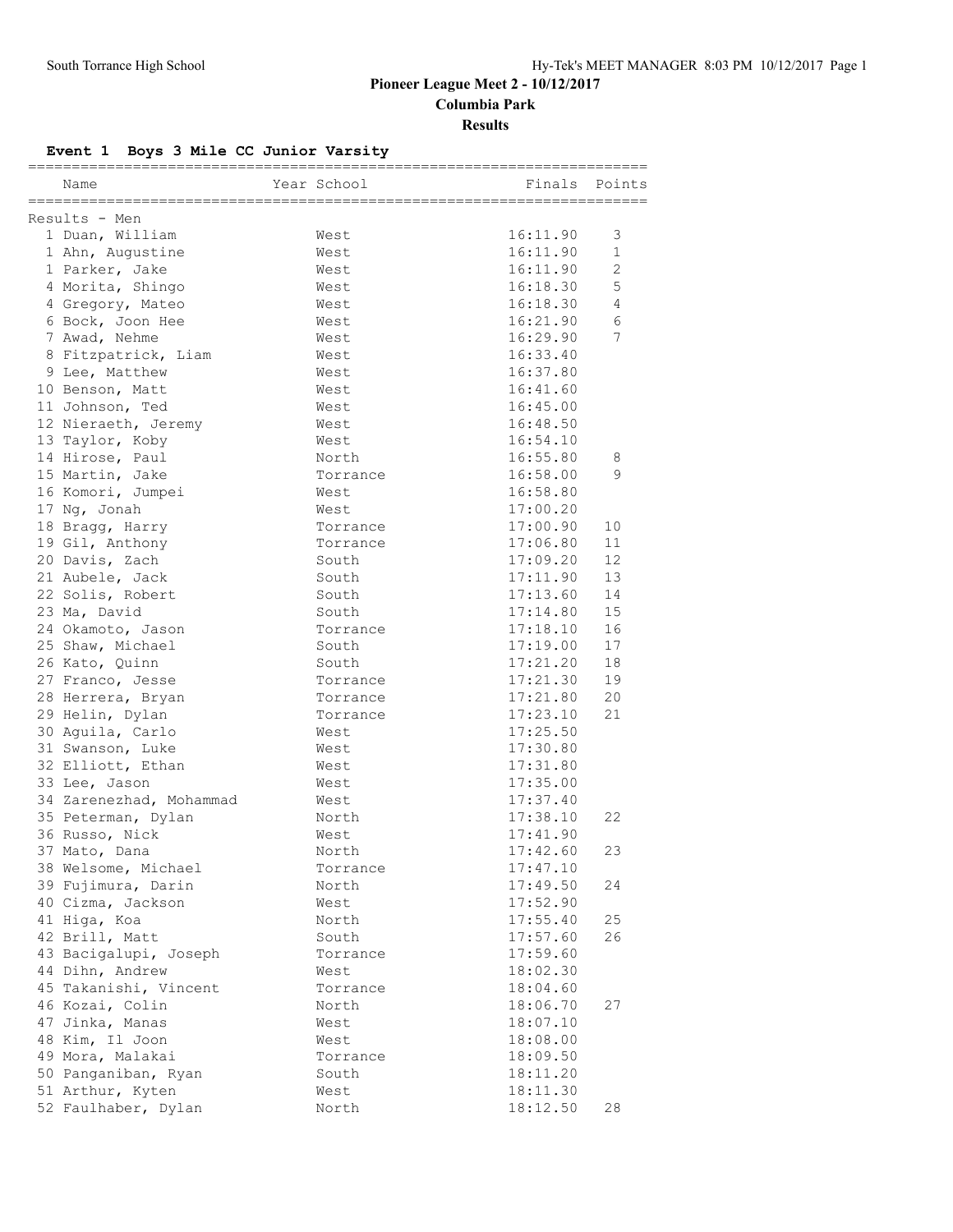# Pioneer League Meet 2 - 10/12/2017

**Columbia Park**

**Results**

### Event 1 Boys 3 Mile CC Junior Varsity

| | Name | Year | School | Finals | Points |
|---|---|---|---|---|---|
| **Results - Men** | | | | | |
| 1 | Duan, William | | West | 16:11.90 | 3 |
| 1 | Ahn, Augustine | | West | 16:11.90 | 1 |
| 1 | Parker, Jake | | West | 16:11.90 | 2 |
| 4 | Morita, Shingo | | West | 16:18.30 | 5 |
| 4 | Gregory, Mateo | | West | 16:18.30 | 4 |
| 6 | Bock, Joon Hee | | West | 16:21.90 | 6 |
| 7 | Awad, Nehme | | West | 16:29.90 | 7 |
| 8 | Fitzpatrick, Liam | | West | 16:33.40 | |
| 9 | Lee, Matthew | | West | 16:37.80 | |
| 10 | Benson, Matt | | West | 16:41.60 | |
| 11 | Johnson, Ted | | West | 16:45.00 | |
| 12 | Nieraeth, Jeremy | | West | 16:48.50 | |
| 13 | Taylor, Koby | | West | 16:54.10 | |
| 14 | Hirose, Paul | | North | 16:55.80 | 8 |
| 15 | Martin, Jake | | Torrance | 16:58.00 | 9 |
| 16 | Komori, Jumpei | | West | 16:58.80 | |
| 17 | Ng, Jonah | | West | 17:00.20 | |
| 18 | Bragg, Harry | | Torrance | 17:00.90 | 10 |
| 19 | Gil, Anthony | | Torrance | 17:06.80 | 11 |
| 20 | Davis, Zach | | South | 17:09.20 | 12 |
| 21 | Aubele, Jack | | South | 17:11.90 | 13 |
| 22 | Solis, Robert | | South | 17:13.60 | 14 |
| 23 | Ma, David | | South | 17:14.80 | 15 |
| 24 | Okamoto, Jason | | Torrance | 17:18.10 | 16 |
| 25 | Shaw, Michael | | South | 17:19.00 | 17 |
| 26 | Kato, Quinn | | South | 17:21.20 | 18 |
| 27 | Franco, Jesse | | Torrance | 17:21.30 | 19 |
| 28 | Herrera, Bryan | | Torrance | 17:21.80 | 20 |
| 29 | Helin, Dylan | | Torrance | 17:23.10 | 21 |
| 30 | Aguila, Carlo | | West | 17:25.50 | |
| 31 | Swanson, Luke | | West | 17:30.80 | |
| 32 | Elliott, Ethan | | West | 17:31.80 | |
| 33 | Lee, Jason | | West | 17:35.00 | |
| 34 | Zarenezhad, Mohammad | | West | 17:37.40 | |
| 35 | Peterman, Dylan | | North | 17:38.10 | 22 |
| 36 | Russo, Nick | | West | 17:41.90 | |
| 37 | Mato, Dana | | North | 17:42.60 | 23 |
| 38 | Welsome, Michael | | Torrance | 17:47.10 | |
| 39 | Fujimura, Darin | | North | 17:49.50 | 24 |
| 40 | Cizma, Jackson | | West | 17:52.90 | |
| 41 | Higa, Koa | | North | 17:55.40 | 25 |
| 42 | Brill, Matt | | South | 17:57.60 | 26 |
| 43 | Bacigalupi, Joseph | | Torrance | 17:59.60 | |
| 44 | Dihn, Andrew | | West | 18:02.30 | |
| 45 | Takanishi, Vincent | | Torrance | 18:04.60 | |
| 46 | Kozai, Colin | | North | 18:06.70 | 27 |
| 47 | Jinka, Manas | | West | 18:07.10 | |
| 48 | Kim, Il Joon | | West | 18:08.00 | |
| 49 | Mora, Malakai | | Torrance | 18:09.50 | |
| 50 | Panganiban, Ryan | | South | 18:11.20 | |
| 51 | Arthur, Kyten | | West | 18:11.30 | |
| 52 | Faulhaber, Dylan | | North | 18:12.50 | 28 |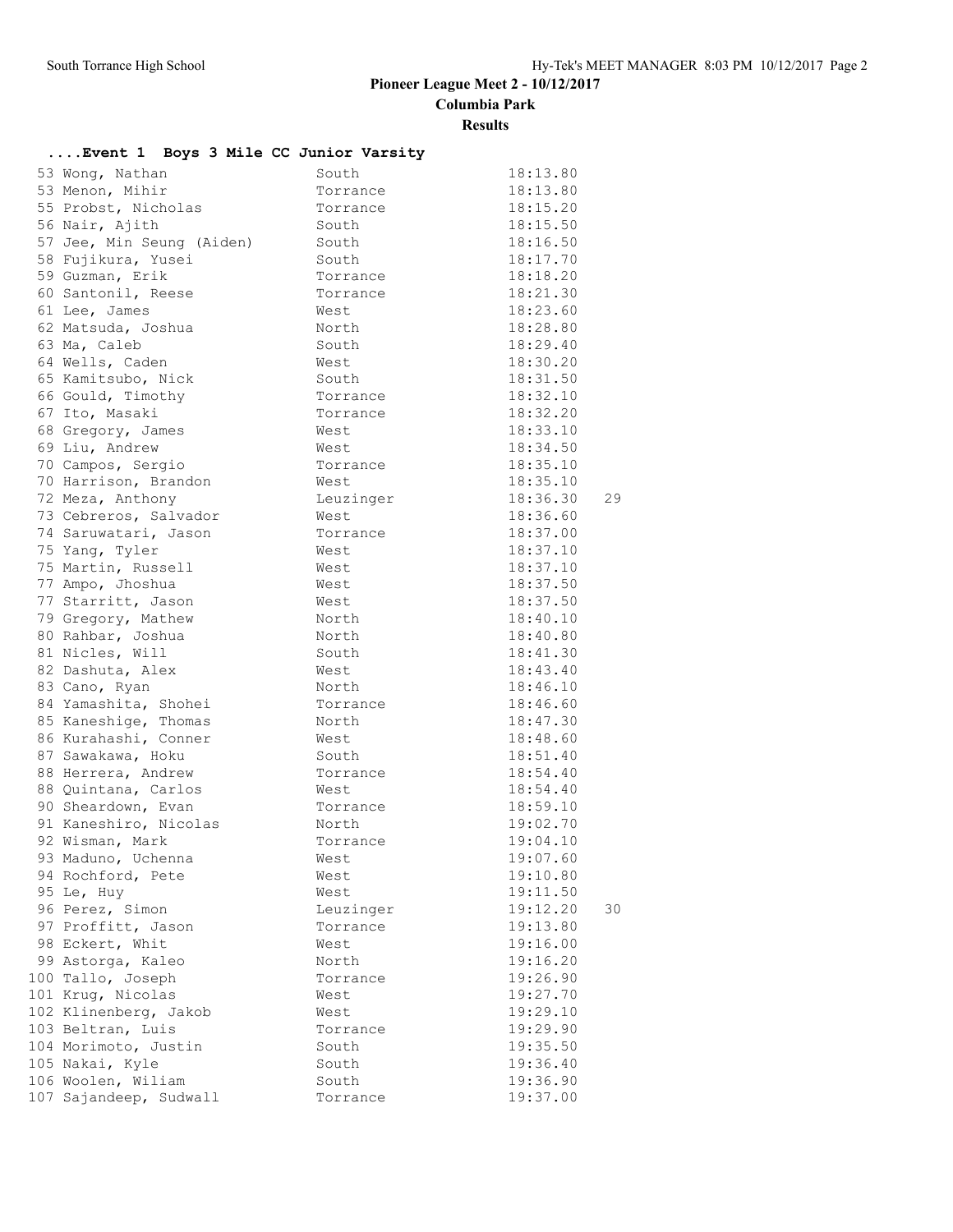**Pioneer League Meet 2 - 10/12/2017**

**Columbia Park**

**Results**

## ....Event 1 Boys 3 Mile CC Junior Varsity

| Place | Name | School | Time | Points |
|---|---|---|---|---|
| 53 | Wong, Nathan | South | 18:13.80 | |
| 53 | Menon, Mihir | Torrance | 18:13.80 | |
| 55 | Probst, Nicholas | Torrance | 18:15.20 | |
| 56 | Nair, Ajith | South | 18:15.50 | |
| 57 | Jee, Min Seung (Aiden) | South | 18:16.50 | |
| 58 | Fujikura, Yusei | South | 18:17.70 | |
| 59 | Guzman, Erik | Torrance | 18:18.20 | |
| 60 | Santonil, Reese | Torrance | 18:21.30 | |
| 61 | Lee, James | West | 18:23.60 | |
| 62 | Matsuda, Joshua | North | 18:28.80 | |
| 63 | Ma, Caleb | South | 18:29.40 | |
| 64 | Wells, Caden | West | 18:30.20 | |
| 65 | Kamitsubo, Nick | South | 18:31.50 | |
| 66 | Gould, Timothy | Torrance | 18:32.10 | |
| 67 | Ito, Masaki | Torrance | 18:32.20 | |
| 68 | Gregory, James | West | 18:33.10 | |
| 69 | Liu, Andrew | West | 18:34.50 | |
| 70 | Campos, Sergio | Torrance | 18:35.10 | |
| 70 | Harrison, Brandon | West | 18:35.10 | |
| 72 | Meza, Anthony | Leuzinger | 18:36.30 | 29 |
| 73 | Cebreros, Salvador | West | 18:36.60 | |
| 74 | Saruwatari, Jason | Torrance | 18:37.00 | |
| 75 | Yang, Tyler | West | 18:37.10 | |
| 75 | Martin, Russell | West | 18:37.10 | |
| 77 | Ampo, Jhoshua | West | 18:37.50 | |
| 77 | Starritt, Jason | West | 18:37.50 | |
| 79 | Gregory, Mathew | North | 18:40.10 | |
| 80 | Rahbar, Joshua | North | 18:40.80 | |
| 81 | Nicles, Will | South | 18:41.30 | |
| 82 | Dashuta, Alex | West | 18:43.40 | |
| 83 | Cano, Ryan | North | 18:46.10 | |
| 84 | Yamashita, Shohei | Torrance | 18:46.60 | |
| 85 | Kaneshige, Thomas | North | 18:47.30 | |
| 86 | Kurahashi, Conner | West | 18:48.60 | |
| 87 | Sawakawa, Hoku | South | 18:51.40 | |
| 88 | Herrera, Andrew | Torrance | 18:54.40 | |
| 88 | Quintana, Carlos | West | 18:54.40 | |
| 90 | Sheardown, Evan | Torrance | 18:59.10 | |
| 91 | Kaneshiro, Nicolas | North | 19:02.70 | |
| 92 | Wisman, Mark | Torrance | 19:04.10 | |
| 93 | Maduno, Uchenna | West | 19:07.60 | |
| 94 | Rochford, Pete | West | 19:10.80 | |
| 95 | Le, Huy | West | 19:11.50 | |
| 96 | Perez, Simon | Leuzinger | 19:12.20 | 30 |
| 97 | Proffitt, Jason | Torrance | 19:13.80 | |
| 98 | Eckert, Whit | West | 19:16.00 | |
| 99 | Astorga, Kaleo | North | 19:16.20 | |
| 100 | Tallo, Joseph | Torrance | 19:26.90 | |
| 101 | Krug, Nicolas | West | 19:27.70 | |
| 102 | Klinenberg, Jakob | West | 19:29.10 | |
| 103 | Beltran, Luis | Torrance | 19:29.90 | |
| 104 | Morimoto, Justin | South | 19:35.50 | |
| 105 | Nakai, Kyle | South | 19:36.40 | |
| 106 | Woolen, Wiliam | South | 19:36.90 | |
| 107 | Sajandeep, Sudwall | Torrance | 19:37.00 | |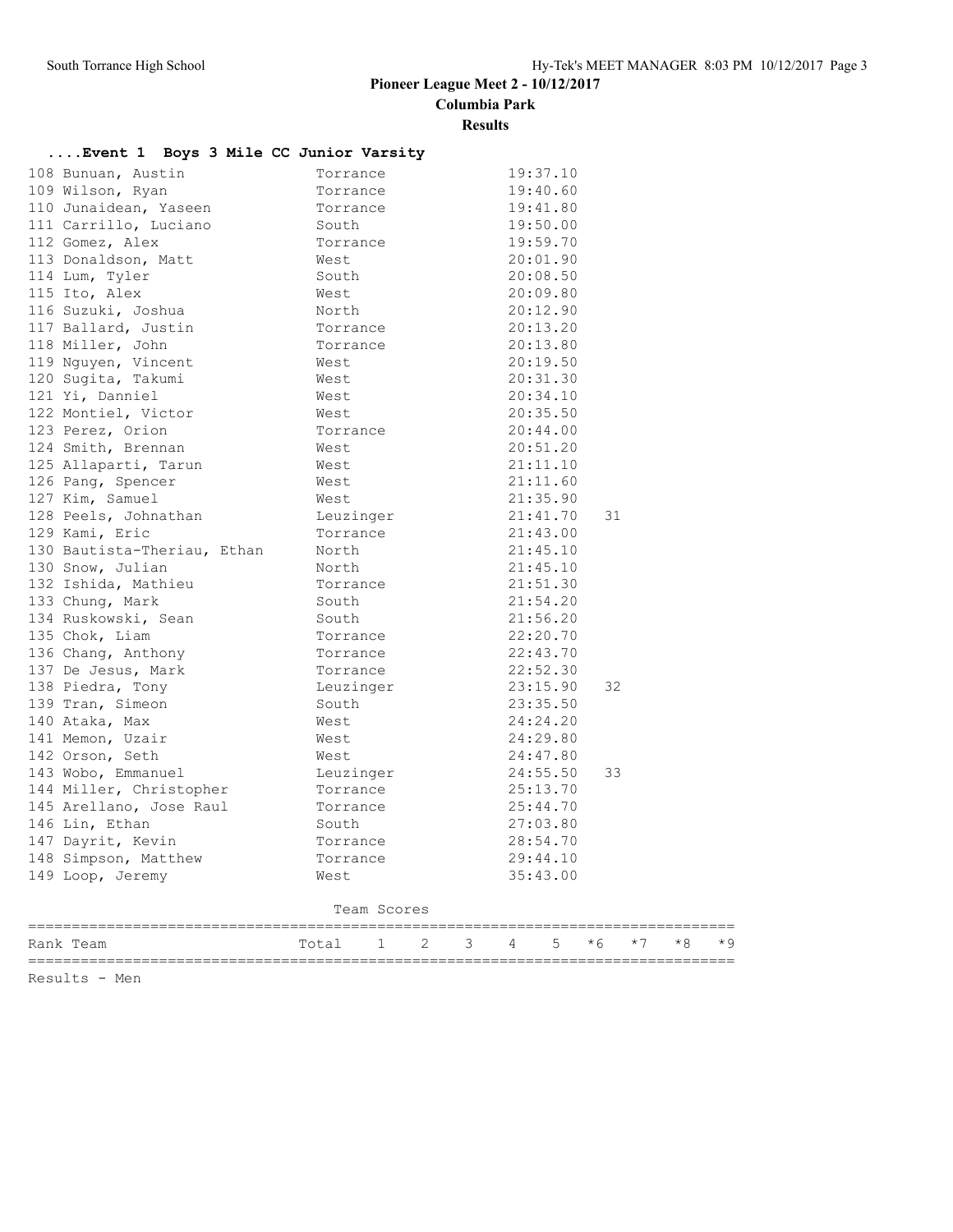# Pioneer League Meet 2 - 10/12/2017

**Columbia Park**

**Results**

### ....Event 1 Boys 3 Mile CC Junior Varsity

| Place | Name | Team | Time | Points |
|---|---|---|---|---|
| 108 | Bunuan, Austin | Torrance | 19:37.10 | |
| 109 | Wilson, Ryan | Torrance | 19:40.60 | |
| 110 | Junaidean, Yaseen | Torrance | 19:41.80 | |
| 111 | Carrillo, Luciano | South | 19:50.00 | |
| 112 | Gomez, Alex | Torrance | 19:59.70 | |
| 113 | Donaldson, Matt | West | 20:01.90 | |
| 114 | Lum, Tyler | South | 20:08.50 | |
| 115 | Ito, Alex | West | 20:09.80 | |
| 116 | Suzuki, Joshua | North | 20:12.90 | |
| 117 | Ballard, Justin | Torrance | 20:13.20 | |
| 118 | Miller, John | Torrance | 20:13.80 | |
| 119 | Nguyen, Vincent | West | 20:19.50 | |
| 120 | Sugita, Takumi | West | 20:31.30 | |
| 121 | Yi, Danniel | West | 20:34.10 | |
| 122 | Montiel, Victor | West | 20:35.50 | |
| 123 | Perez, Orion | Torrance | 20:44.00 | |
| 124 | Smith, Brennan | West | 20:51.20 | |
| 125 | Allaparti, Tarun | West | 21:11.10 | |
| 126 | Pang, Spencer | West | 21:11.60 | |
| 127 | Kim, Samuel | West | 21:35.90 | |
| 128 | Peels, Johnathan | Leuzinger | 21:41.70 | 31 |
| 129 | Kami, Eric | Torrance | 21:43.00 | |
| 130 | Bautista-Theriau, Ethan | North | 21:45.10 | |
| 130 | Snow, Julian | North | 21:45.10 | |
| 132 | Ishida, Mathieu | Torrance | 21:51.30 | |
| 133 | Chung, Mark | South | 21:54.20 | |
| 134 | Ruskowski, Sean | South | 21:56.20 | |
| 135 | Chok, Liam | Torrance | 22:20.70 | |
| 136 | Chang, Anthony | Torrance | 22:43.70 | |
| 137 | De Jesus, Mark | Torrance | 22:52.30 | |
| 138 | Piedra, Tony | Leuzinger | 23:15.90 | 32 |
| 139 | Tran, Simeon | South | 23:35.50 | |
| 140 | Ataka, Max | West | 24:24.20 | |
| 141 | Memon, Uzair | West | 24:29.80 | |
| 142 | Orson, Seth | West | 24:47.80 | |
| 143 | Wobo, Emmanuel | Leuzinger | 24:55.50 | 33 |
| 144 | Miller, Christopher | Torrance | 25:13.70 | |
| 145 | Arellano, Jose Raul | Torrance | 25:44.70 | |
| 146 | Lin, Ethan | South | 27:03.80 | |
| 147 | Dayrit, Kevin | Torrance | 28:54.70 | |
| 148 | Simpson, Matthew | Torrance | 29:44.10 | |
| 149 | Loop, Jeremy | West | 35:43.00 | |

Team Scores

| Rank | Team | Total | 1 | 2 | 3 | 4 | 5 | *6 | *7 | *8 | *9 |
|---|---|---|---|---|---|---|---|---|---|---|---|

Results - Men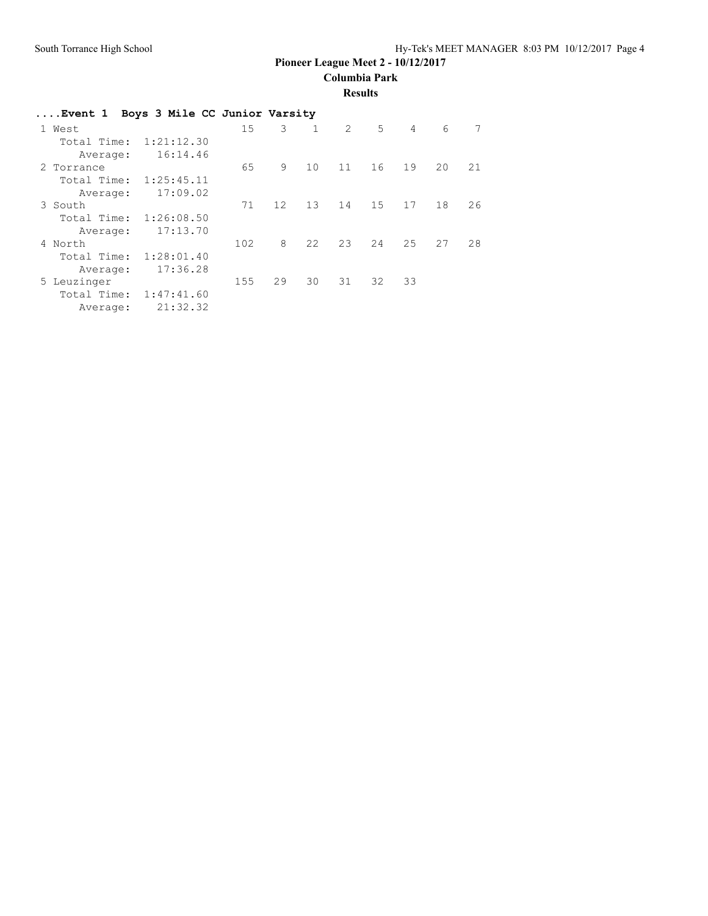**Pioneer League Meet 2 - 10/12/2017**

**Columbia Park**

**Results**

### ....Event 1 Boys 3 Mile CC Junior Varsity

| | | | | | | | | | |
|---|---|---|---|---|---|---|---|---|---|
| 1 West | | 15 | 3 | 1 | 2 | 5 | 4 | 6 | 7 |
| Total Time: | 1:21:12.30 | | | | | | | | |
| Average: | 16:14.46 | | | | | | | | |
| 2 Torrance | | 65 | 9 | 10 | 11 | 16 | 19 | 20 | 21 |
| Total Time: | 1:25:45.11 | | | | | | | | |
| Average: | 17:09.02 | | | | | | | | |
| 3 South | | 71 | 12 | 13 | 14 | 15 | 17 | 18 | 26 |
| Total Time: | 1:26:08.50 | | | | | | | | |
| Average: | 17:13.70 | | | | | | | | |
| 4 North | | 102 | 8 | 22 | 23 | 24 | 25 | 27 | 28 |
| Total Time: | 1:28:01.40 | | | | | | | | |
| Average: | 17:36.28 | | | | | | | | |
| 5 Leuzinger | | 155 | 29 | 30 | 31 | 32 | 33 | | |
| Total Time: | 1:47:41.60 | | | | | | | | |
| Average: | 21:32.32 | | | | | | | | |